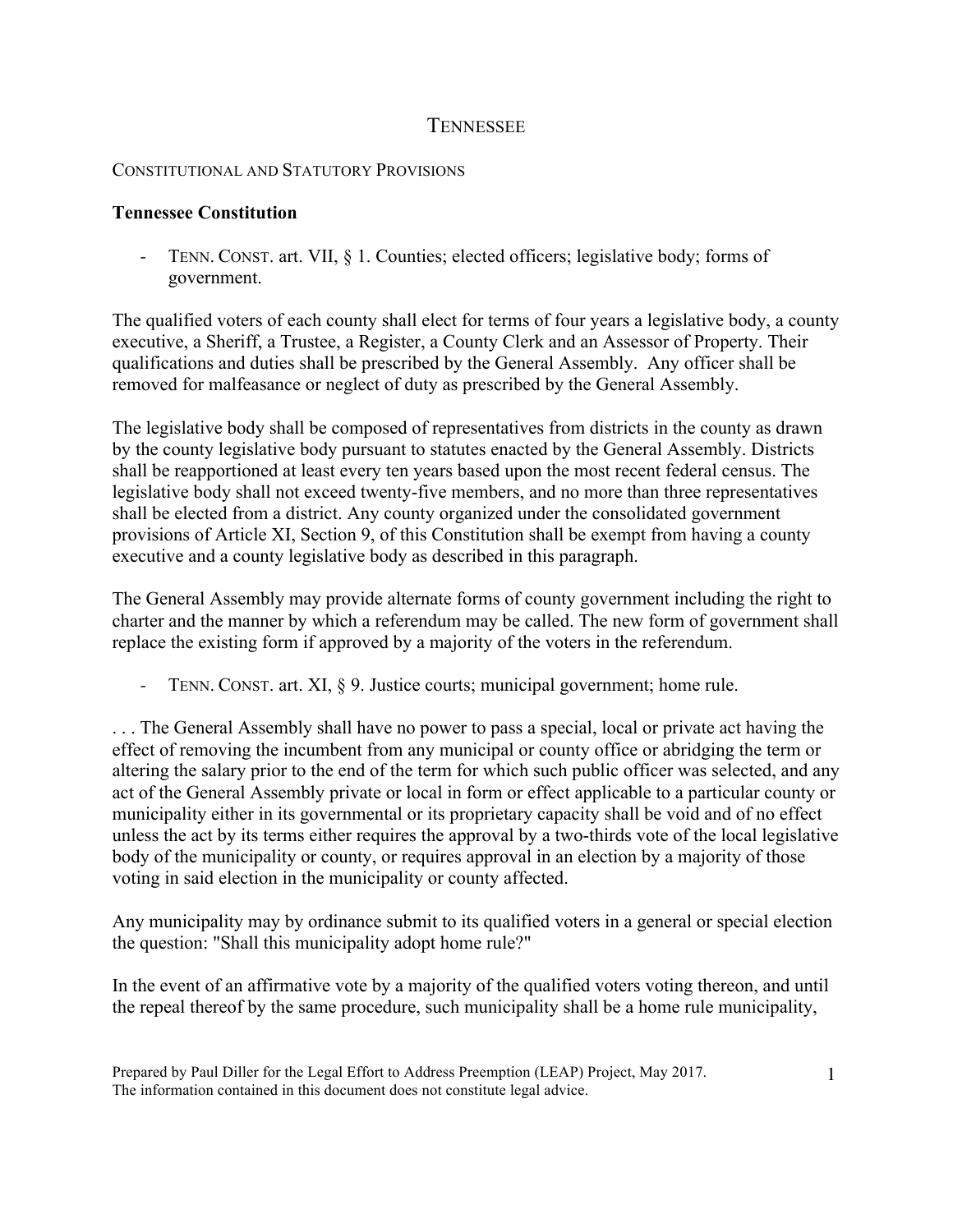# TENNESSEE

## CONSTITUTIONAL AND STATUTORY PROVISIONS

### Tennessee Constitution

- TENN. CONST. art. VII, § 1. Counties; elected officers; legislative body; forms of government.

The qualified voters of each county shall elect for terms of four years a legislative body, a county executive, a Sheriff, a Trustee, a Register, a County Clerk and an Assessor of Property. Their qualifications and duties shall be prescribed by the General Assembly. Any officer shall be removed for malfeasance or neglect of duty as prescribed by the General Assembly.

The legislative body shall be composed of representatives from districts in the county as drawn by the county legislative body pursuant to statutes enacted by the General Assembly. Districts shall be reapportioned at least every ten years based upon the most recent federal census. The legislative body shall not exceed twenty-five members, and no more than three representatives shall be elected from a district. Any county organized under the consolidated government provisions of Article XI, Section 9, of this Constitution shall be exempt from having a county executive and a county legislative body as described in this paragraph.

The General Assembly may provide alternate forms of county government including the right to charter and the manner by which a referendum may be called. The new form of government shall replace the existing form if approved by a majority of the voters in the referendum.

- TENN. CONST. art. XI, § 9. Justice courts; municipal government; home rule.

. . . The General Assembly shall have no power to pass a special, local or private act having the effect of removing the incumbent from any municipal or county office or abridging the term or altering the salary prior to the end of the term for which such public officer was selected, and any act of the General Assembly private or local in form or effect applicable to a particular county or municipality either in its governmental or its proprietary capacity shall be void and of no effect unless the act by its terms either requires the approval by a two-thirds vote of the local legislative body of the municipality or county, or requires approval in an election by a majority of those voting in said election in the municipality or county affected.

Any municipality may by ordinance submit to its qualified voters in a general or special election the question: "Shall this municipality adopt home rule?"

In the event of an affirmative vote by a majority of the qualified voters voting thereon, and until the repeal thereof by the same procedure, such municipality shall be a home rule municipality,

Prepared by Paul Diller for the Legal Effort to Address Preemption (LEAP) Project, May 2017.
The information contained in this document does not constitute legal advice.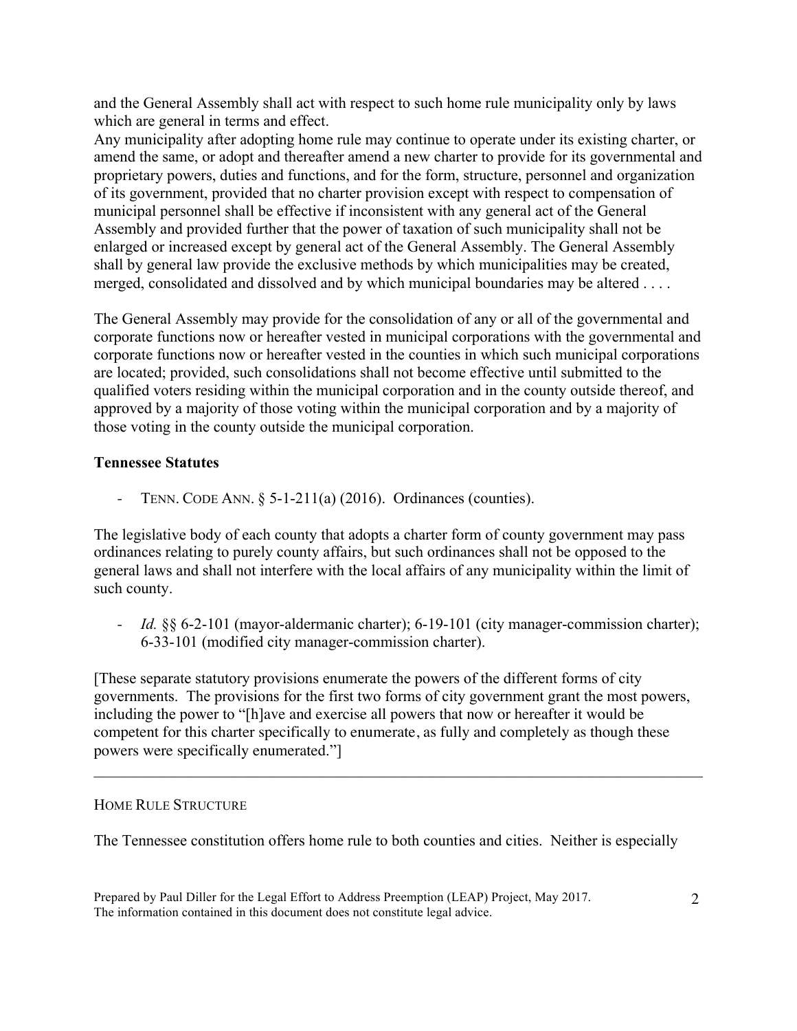and the General Assembly shall act with respect to such home rule municipality only by laws which are general in terms and effect.

Any municipality after adopting home rule may continue to operate under its existing charter, or amend the same, or adopt and thereafter amend a new charter to provide for its governmental and proprietary powers, duties and functions, and for the form, structure, personnel and organization of its government, provided that no charter provision except with respect to compensation of municipal personnel shall be effective if inconsistent with any general act of the General Assembly and provided further that the power of taxation of such municipality shall not be enlarged or increased except by general act of the General Assembly. The General Assembly shall by general law provide the exclusive methods by which municipalities may be created, merged, consolidated and dissolved and by which municipal boundaries may be altered . . . .

The General Assembly may provide for the consolidation of any or all of the governmental and corporate functions now or hereafter vested in municipal corporations with the governmental and corporate functions now or hereafter vested in the counties in which such municipal corporations are located; provided, such consolidations shall not become effective until submitted to the qualified voters residing within the municipal corporation and in the county outside thereof, and approved by a majority of those voting within the municipal corporation and by a majority of those voting in the county outside the municipal corporation.

**Tennessee Statutes**

- TENN. CODE ANN. § 5-1-211(a) (2016). Ordinances (counties).

The legislative body of each county that adopts a charter form of county government may pass ordinances relating to purely county affairs, but such ordinances shall not be opposed to the general laws and shall not interfere with the local affairs of any municipality within the limit of such county.

- *Id.* §§ 6-2-101 (mayor-aldermanic charter); 6-19-101 (city manager-commission charter); 6-33-101 (modified city manager-commission charter).

[These separate statutory provisions enumerate the powers of the different forms of city governments. The provisions for the first two forms of city government grant the most powers, including the power to "[h]ave and exercise all powers that now or hereafter it would be competent for this charter specifically to enumerate, as fully and completely as though these powers were specifically enumerated."]

---

HOME RULE STRUCTURE

The Tennessee constitution offers home rule to both counties and cities. Neither is especially

Prepared by Paul Diller for the Legal Effort to Address Preemption (LEAP) Project, May 2017.
The information contained in this document does not constitute legal advice.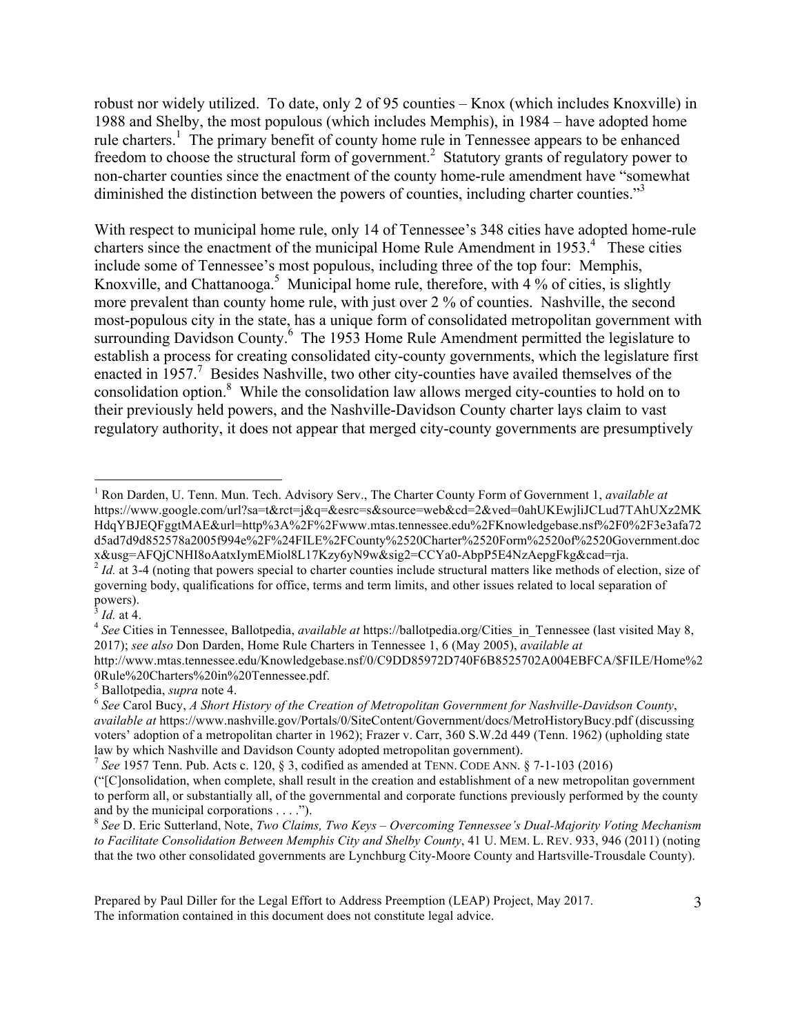robust nor widely utilized. To date, only 2 of 95 counties – Knox (which includes Knoxville) in 1988 and Shelby, the most populous (which includes Memphis), in 1984 – have adopted home rule charters.[1] The primary benefit of county home rule in Tennessee appears to be enhanced freedom to choose the structural form of government.[2] Statutory grants of regulatory power to non-charter counties since the enactment of the county home-rule amendment have "somewhat diminished the distinction between the powers of counties, including charter counties."[3]

With respect to municipal home rule, only 14 of Tennessee's 348 cities have adopted home-rule charters since the enactment of the municipal Home Rule Amendment in 1953.[4] These cities include some of Tennessee's most populous, including three of the top four: Memphis, Knoxville, and Chattanooga.[5] Municipal home rule, therefore, with 4 % of cities, is slightly more prevalent than county home rule, with just over 2 % of counties. Nashville, the second most-populous city in the state, has a unique form of consolidated metropolitan government with surrounding Davidson County.[6] The 1953 Home Rule Amendment permitted the legislature to establish a process for creating consolidated city-county governments, which the legislature first enacted in 1957.[7] Besides Nashville, two other city-counties have availed themselves of the consolidation option.[8] While the consolidation law allows merged city-counties to hold on to their previously held powers, and the Nashville-Davidson County charter lays claim to vast regulatory authority, it does not appear that merged city-county governments are presumptively

---

[1] Ron Darden, U. Tenn. Mun. Tech. Advisory Serv., The Charter County Form of Government 1, *available at* https://www.google.com/url?sa=t&rct=j&q=&esrc=s&source=web&cd=2&ved=0ahUKEwjliJCLud7TAhUXz2MKHdqYBJEQFggtMAE&url=http%3A%2F%2Fwww.mtas.tennessee.edu%2FKnowledgebase.nsf%2F0%2F3e3afa72d5ad7d9d852578a2005f994e%2F%24FILE%2FCounty%2520Charter%2520Form%2520of%2520Government.doc x&usg=AFQjCNHI8oAatxIymEMiol8L17Kzy6yN9w&sig2=CCYa0-AbpP5E4NzAepgFkg&cad=rja.

[2] *Id.* at 3-4 (noting that powers special to charter counties include structural matters like methods of election, size of governing body, qualifications for office, terms and term limits, and other issues related to local separation of powers).

[3] *Id.* at 4.

[4] *See* Cities in Tennessee, Ballotpedia, *available at* https://ballotpedia.org/Cities_in_Tennessee (last visited May 8, 2017); *see also* Don Darden, Home Rule Charters in Tennessee 1, 6 (May 2005), *available at* http://www.mtas.tennessee.edu/Knowledgebase.nsf/0/C9DD85972D740F6B8525702A004EBFCA/$FILE/Home%20Rule%20Charters%20in%20Tennessee.pdf.

[5] Ballotpedia, *supra* note 4.

[6] *See* Carol Bucy, *A Short History of the Creation of Metropolitan Government for Nashville-Davidson County*, *available at* https://www.nashville.gov/Portals/0/SiteContent/Government/docs/MetroHistoryBucy.pdf (discussing voters' adoption of a metropolitan charter in 1962); Frazer v. Carr, 360 S.W.2d 449 (Tenn. 1962) (upholding state law by which Nashville and Davidson County adopted metropolitan government).

[7] *See* 1957 Tenn. Pub. Acts c. 120, § 3, codified as amended at TENN. CODE ANN. § 7-1-103 (2016) ("[C]onsolidation, when complete, shall result in the creation and establishment of a new metropolitan government to perform all, or substantially all, of the governmental and corporate functions previously performed by the county and by the municipal corporations . . . .").

[8] *See* D. Eric Sutterland, Note, *Two Claims, Two Keys – Overcoming Tennessee's Dual-Majority Voting Mechanism to Facilitate Consolidation Between Memphis City and Shelby County*, 41 U. MEM. L. REV. 933, 946 (2011) (noting that the two other consolidated governments are Lynchburg City-Moore County and Hartsville-Trousdale County).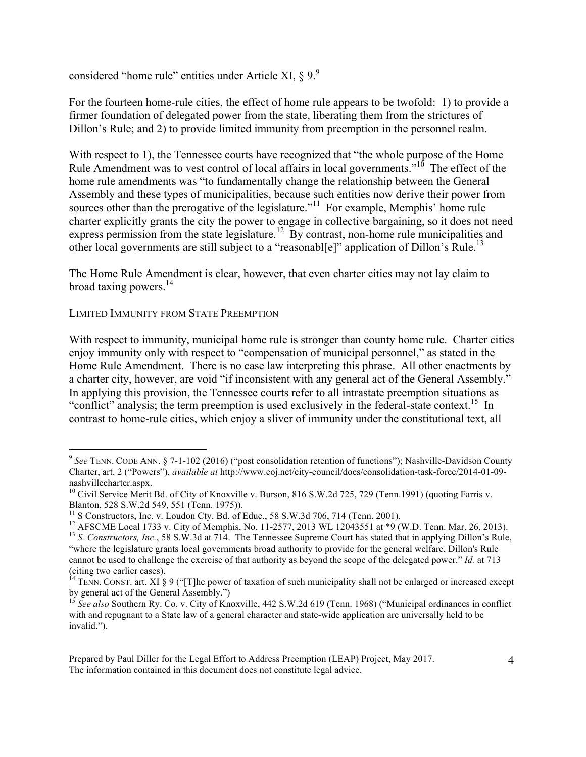considered "home rule" entities under Article XI, § 9.[9]

For the fourteen home-rule cities, the effect of home rule appears to be twofold: 1) to provide a firmer foundation of delegated power from the state, liberating them from the strictures of Dillon's Rule; and 2) to provide limited immunity from preemption in the personnel realm.

With respect to 1), the Tennessee courts have recognized that "the whole purpose of the Home Rule Amendment was to vest control of local affairs in local governments."[10] The effect of the home rule amendments was "to fundamentally change the relationship between the General Assembly and these types of municipalities, because such entities now derive their power from sources other than the prerogative of the legislature."[11] For example, Memphis' home rule charter explicitly grants the city the power to engage in collective bargaining, so it does not need express permission from the state legislature.[12] By contrast, non-home rule municipalities and other local governments are still subject to a "reasonabl[e]" application of Dillon's Rule.[13]

The Home Rule Amendment is clear, however, that even charter cities may not lay claim to broad taxing powers.[14]

LIMITED IMMUNITY FROM STATE PREEMPTION

With respect to immunity, municipal home rule is stronger than county home rule. Charter cities enjoy immunity only with respect to "compensation of municipal personnel," as stated in the Home Rule Amendment. There is no case law interpreting this phrase. All other enactments by a charter city, however, are void "if inconsistent with any general act of the General Assembly." In applying this provision, the Tennessee courts refer to all intrastate preemption situations as "conflict" analysis; the term preemption is used exclusively in the federal-state context.[15] In contrast to home-rule cities, which enjoy a sliver of immunity under the constitutional text, all

---

[9] *See* TENN. CODE ANN. § 7-1-102 (2016) ("post consolidation retention of functions"); Nashville-Davidson County Charter, art. 2 ("Powers"), *available at* http://www.coj.net/city-council/docs/consolidation-task-force/2014-01-09-nashvillecharter.aspx.

[10] Civil Service Merit Bd. of City of Knoxville v. Burson, 816 S.W.2d 725, 729 (Tenn.1991) (quoting Farris v. Blanton, 528 S.W.2d 549, 551 (Tenn. 1975)).

[11] S Constructors, Inc. v. Loudon Cty. Bd. of Educ., 58 S.W.3d 706, 714 (Tenn. 2001).

[12] AFSCME Local 1733 v. City of Memphis, No. 11-2577, 2013 WL 12043551 at *9 (W.D. Tenn. Mar. 26, 2013).

[13] *S. Constructors, Inc.*, 58 S.W.3d at 714. The Tennessee Supreme Court has stated that in applying Dillon's Rule, "where the legislature grants local governments broad authority to provide for the general welfare, Dillon's Rule cannot be used to challenge the exercise of that authority as beyond the scope of the delegated power." *Id.* at 713 (citing two earlier cases).

[14] TENN. CONST. art. XI § 9 ("[T]he power of taxation of such municipality shall not be enlarged or increased except by general act of the General Assembly.")

[15] *See also* Southern Ry. Co. v. City of Knoxville, 442 S.W.2d 619 (Tenn. 1968) ("Municipal ordinances in conflict with and repugnant to a State law of a general character and state-wide application are universally held to be invalid.").

Prepared by Paul Diller for the Legal Effort to Address Preemption (LEAP) Project, May 2017.
The information contained in this document does not constitute legal advice.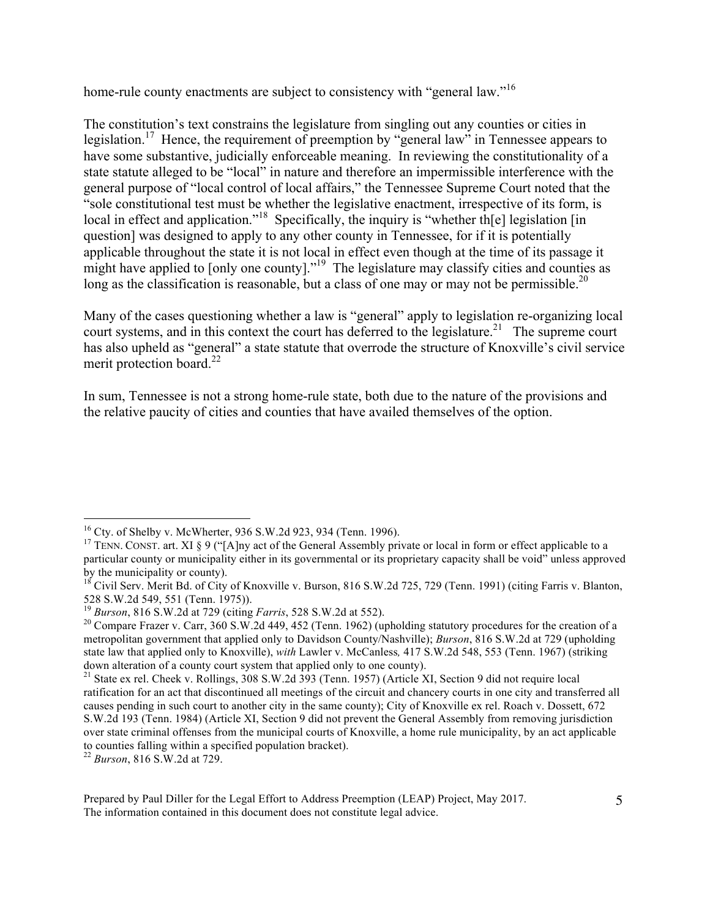home-rule county enactments are subject to consistency with "general law."[16]

The constitution's text constrains the legislature from singling out any counties or cities in legislation.[17] Hence, the requirement of preemption by "general law" in Tennessee appears to have some substantive, judicially enforceable meaning. In reviewing the constitutionality of a state statute alleged to be "local" in nature and therefore an impermissible interference with the general purpose of "local control of local affairs," the Tennessee Supreme Court noted that the "sole constitutional test must be whether the legislative enactment, irrespective of its form, is local in effect and application."[18] Specifically, the inquiry is "whether th[e] legislation [in question] was designed to apply to any other county in Tennessee, for if it is potentially applicable throughout the state it is not local in effect even though at the time of its passage it might have applied to [only one county]."[19] The legislature may classify cities and counties as long as the classification is reasonable, but a class of one may or may not be permissible.[20]

Many of the cases questioning whether a law is "general" apply to legislation re-organizing local court systems, and in this context the court has deferred to the legislature.[21] The supreme court has also upheld as "general" a state statute that overrode the structure of Knoxville's civil service merit protection board.[22]

In sum, Tennessee is not a strong home-rule state, both due to the nature of the provisions and the relative paucity of cities and counties that have availed themselves of the option.

---

[16] Cty. of Shelby v. McWherter, 936 S.W.2d 923, 934 (Tenn. 1996).

[17] TENN. CONST. art. XI § 9 ("[A]ny act of the General Assembly private or local in form or effect applicable to a particular county or municipality either in its governmental or its proprietary capacity shall be void" unless approved by the municipality or county).

[18] Civil Serv. Merit Bd. of City of Knoxville v. Burson, 816 S.W.2d 725, 729 (Tenn. 1991) (citing Farris v. Blanton, 528 S.W.2d 549, 551 (Tenn. 1975)).

[19] *Burson*, 816 S.W.2d at 729 (citing *Farris*, 528 S.W.2d at 552).

[20] Compare Frazer v. Carr, 360 S.W.2d 449, 452 (Tenn. 1962) (upholding statutory procedures for the creation of a metropolitan government that applied only to Davidson County/Nashville); *Burson*, 816 S.W.2d at 729 (upholding state law that applied only to Knoxville), *with* Lawler v. McCanless*,* 417 S.W.2d 548, 553 (Tenn. 1967) (striking down alteration of a county court system that applied only to one county).

[21] State ex rel. Cheek v. Rollings, 308 S.W.2d 393 (Tenn. 1957) (Article XI, Section 9 did not require local ratification for an act that discontinued all meetings of the circuit and chancery courts in one city and transferred all causes pending in such court to another city in the same county); City of Knoxville ex rel. Roach v. Dossett, 672 S.W.2d 193 (Tenn. 1984) (Article XI, Section 9 did not prevent the General Assembly from removing jurisdiction over state criminal offenses from the municipal courts of Knoxville, a home rule municipality, by an act applicable to counties falling within a specified population bracket).

[22] *Burson*, 816 S.W.2d at 729.

Prepared by Paul Diller for the Legal Effort to Address Preemption (LEAP) Project, May 2017.
The information contained in this document does not constitute legal advice.